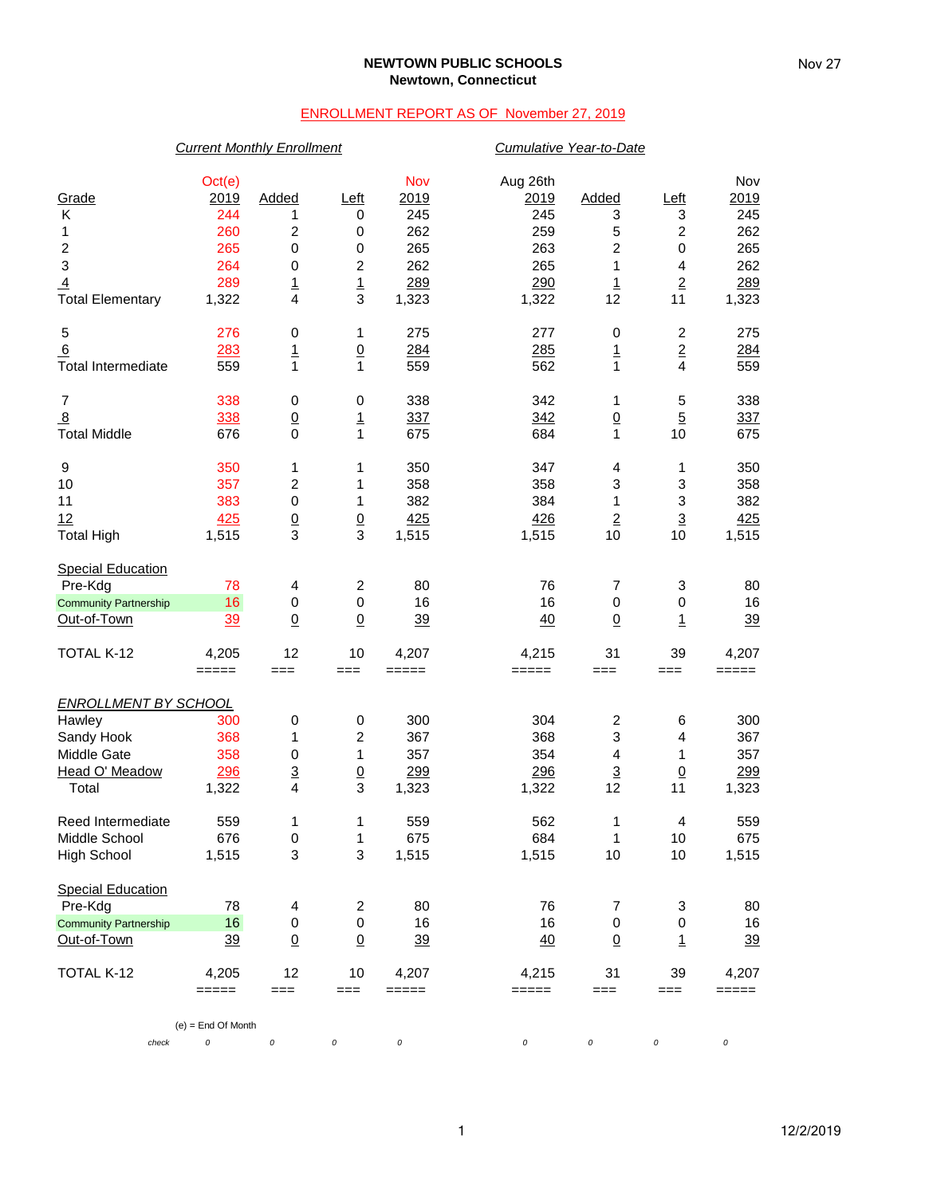**NEWTOWN PUBLIC SCHOOLS**
**Newtown, Connecticut**

Nov 27

ENROLLMENT REPORT AS OF November 27, 2019

| | *Current Monthly Enrollment* | | | | *Cumulative Year-to-Date* | | | |
|---|---|---|---|---|---|---|---|---|
| Grade | Oct(e) 2019 | Added | Left | Nov 2019 | Aug 26th 2019 | Added | Left | Nov 2019 |
| K | 244 | 1 | 0 | 245 | 245 | 3 | 3 | 245 |
| 1 | 260 | 2 | 0 | 262 | 259 | 5 | 2 | 262 |
| 2 | 265 | 0 | 0 | 265 | 263 | 2 | 0 | 265 |
| 3 | 264 | 0 | 2 | 262 | 265 | 1 | 4 | 262 |
| 4 | 289 | 1 | 1 | 289 | 290 | 1 | 2 | 289 |
| Total Elementary | 1,322 | 4 | 3 | 1,323 | 1,322 | 12 | 11 | 1,323 |
| 5 | 276 | 0 | 1 | 275 | 277 | 0 | 2 | 275 |
| 6 | 283 | 1 | 0 | 284 | 285 | 1 | 2 | 284 |
| Total Intermediate | 559 | 1 | 1 | 559 | 562 | 1 | 4 | 559 |
| 7 | 338 | 0 | 0 | 338 | 342 | 1 | 5 | 338 |
| 8 | 338 | 0 | 1 | 337 | 342 | 0 | 5 | 337 |
| Total Middle | 676 | 0 | 1 | 675 | 684 | 1 | 10 | 675 |
| 9 | 350 | 1 | 1 | 350 | 347 | 4 | 1 | 350 |
| 10 | 357 | 2 | 1 | 358 | 358 | 3 | 3 | 358 |
| 11 | 383 | 0 | 1 | 382 | 384 | 1 | 3 | 382 |
| 12 | 425 | 0 | 0 | 425 | 426 | 2 | 3 | 425 |
| Total High | 1,515 | 3 | 3 | 1,515 | 1,515 | 10 | 10 | 1,515 |
| Special Education | | | | | | | | |
| Pre-Kdg | 78 | 4 | 2 | 80 | 76 | 7 | 3 | 80 |
| Community Partnership | 16 | 0 | 0 | 16 | 16 | 0 | 0 | 16 |
| Out-of-Town | 39 | 0 | 0 | 39 | 40 | 0 | 1 | 39 |
| TOTAL K-12 | 4,205 | 12 | 10 | 4,207 | 4,215 | 31 | 39 | 4,207 |
| *ENROLLMENT BY SCHOOL* | | | | | | | | |
| Hawley | 300 | 0 | 0 | 300 | 304 | 2 | 6 | 300 |
| Sandy Hook | 368 | 1 | 2 | 367 | 368 | 3 | 4 | 367 |
| Middle Gate | 358 | 0 | 1 | 357 | 354 | 4 | 1 | 357 |
| Head O' Meadow | 296 | 3 | 0 | 299 | 296 | 3 | 0 | 299 |
| Total | 1,322 | 4 | 3 | 1,323 | 1,322 | 12 | 11 | 1,323 |
| Reed Intermediate | 559 | 1 | 1 | 559 | 562 | 1 | 4 | 559 |
| Middle School | 676 | 0 | 1 | 675 | 684 | 1 | 10 | 675 |
| High School | 1,515 | 3 | 3 | 1,515 | 1,515 | 10 | 10 | 1,515 |
| Special Education | | | | | | | | |
| Pre-Kdg | 78 | 4 | 2 | 80 | 76 | 7 | 3 | 80 |
| Community Partnership | 16 | 0 | 0 | 16 | 16 | 0 | 0 | 16 |
| Out-of-Town | 39 | 0 | 0 | 39 | 40 | 0 | 1 | 39 |
| TOTAL K-12 | 4,205 | 12 | 10 | 4,207 | 4,215 | 31 | 39 | 4,207 |
| *check* | *0* | *0* | *0* | *0* | *0* | *0* | *0* | *0* |

(e) = End Of Month

12/2/2019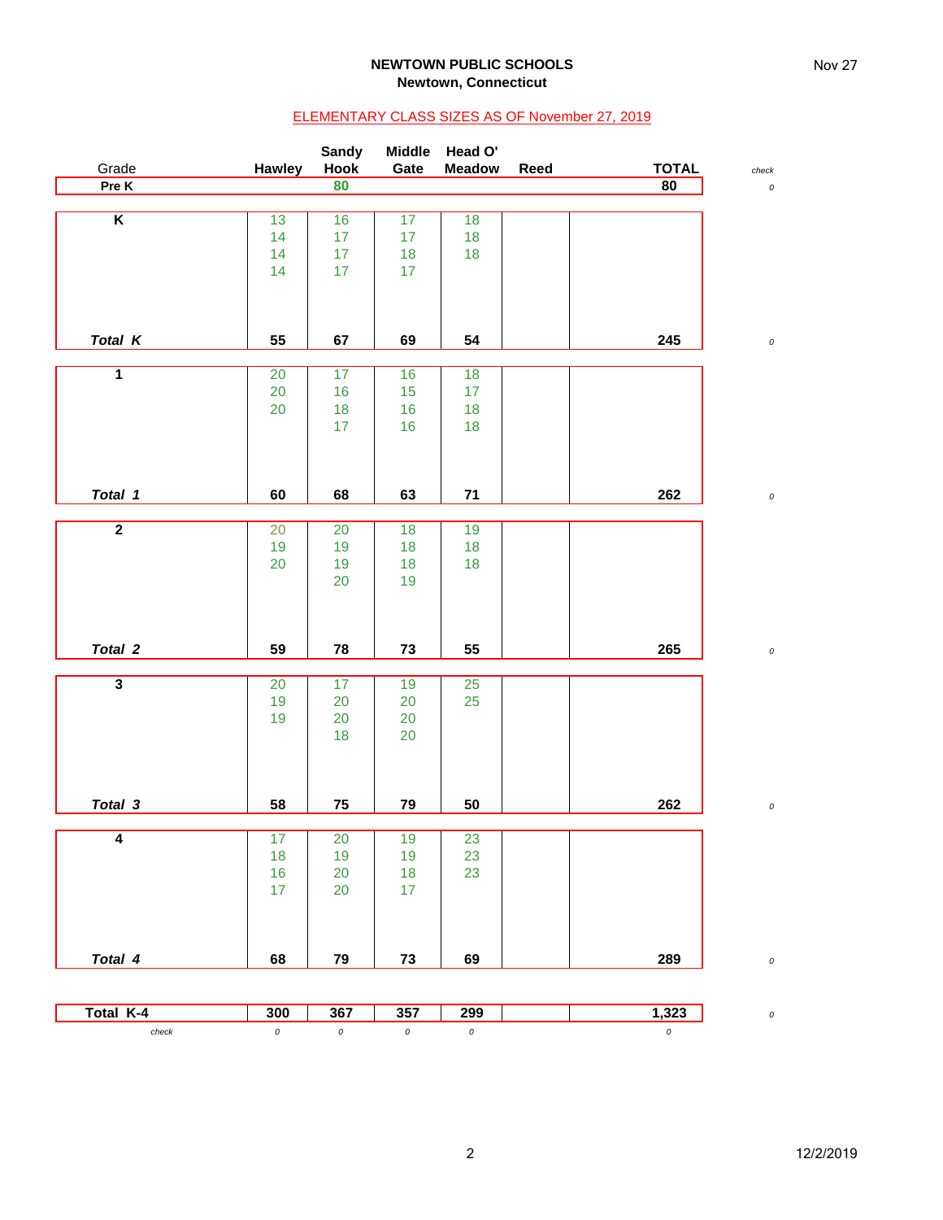**NEWTOWN PUBLIC SCHOOLS**
**Newtown, Connecticut**

Nov 27

ELEMENTARY CLASS SIZES AS OF November 27, 2019

| Grade | Hawley | Sandy Hook | Middle Gate | Head O' Meadow | Reed | TOTAL | check |
|---|---|---|---|---|---|---|---|
| **Pre K** | | **80** | | | | **80** | 0 |
| **K** | 13 | 16 | 17 | 18 | | | |
| | 14 | 17 | 17 | 18 | | | |
| | 14 | 17 | 18 | 18 | | | |
| | 14 | 17 | 17 | | | | |
| ***Total K*** | **55** | **67** | **69** | **54** | | **245** | 0 |
| **1** | 20 | 17 | 16 | 18 | | | |
| | 20 | 16 | 15 | 17 | | | |
| | 20 | 18 | 16 | 18 | | | |
| | | 17 | 16 | 18 | | | |
| ***Total 1*** | **60** | **68** | **63** | **71** | | **262** | 0 |
| **2** | 20 | 20 | 18 | 19 | | | |
| | 19 | 19 | 18 | 18 | | | |
| | 20 | 19 | 18 | 18 | | | |
| | | 20 | 19 | | | | |
| ***Total 2*** | **59** | **78** | **73** | **55** | | **265** | 0 |
| **3** | 20 | 17 | 19 | 25 | | | |
| | 19 | 20 | 20 | 25 | | | |
| | 19 | 20 | 20 | | | | |
| | | 18 | 20 | | | | |
| ***Total 3*** | **58** | **75** | **79** | **50** | | **262** | 0 |
| **4** | 17 | 20 | 19 | 23 | | | |
| | 18 | 19 | 19 | 23 | | | |
| | 16 | 20 | 18 | 23 | | | |
| | 17 | 20 | 17 | | | | |
| ***Total 4*** | **68** | **79** | **73** | **69** | | **289** | 0 |
| **Total K-4** | **300** | **367** | **357** | **299** | | **1,323** | 0 |
| *check* | *0* | *0* | *0* | *0* | | *0* | |

12/2/2019